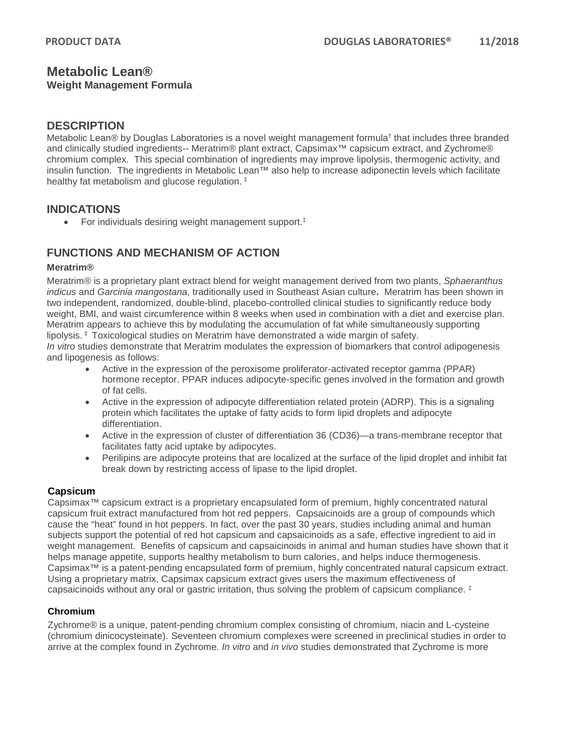# Metabolic Lean®

**Weight Management Formula**

## DESCRIPTION

Metabolic Lean® by Douglas Laboratories is a novel weight management formula† that includes three branded and clinically studied ingredients-- Meratrim® plant extract, Capsimax™ capsicum extract, and Zychrome® chromium complex. This special combination of ingredients may improve lipolysis, thermogenic activity, and insulin function. The ingredients in Metabolic Lean™ also help to increase adiponectin levels which facilitate healthy fat metabolism and glucose regulation. ‡

## INDICATIONS

- For individuals desiring weight management support.‡

## FUNCTIONS AND MECHANISM OF ACTION

### Meratrim®

Meratrim® is a proprietary plant extract blend for weight management derived from two plants, *Sphaeranthus indicus* and *Garcinia mangostana*, traditionally used in Southeast Asian culture**.** Meratrim has been shown in two independent, randomized, double-blind, placebo-controlled clinical studies to significantly reduce body weight, BMI, and waist circumference within 8 weeks when used in combination with a diet and exercise plan. Meratrim appears to achieve this by modulating the accumulation of fat while simultaneously supporting lipolysis. ‡ Toxicological studies on Meratrim have demonstrated a wide margin of safety.

*In vitro* studies demonstrate that Meratrim modulates the expression of biomarkers that control adipogenesis and lipogenesis as follows:

- Active in the expression of the peroxisome proliferator-activated receptor gamma (PPAR) hormone receptor. PPAR induces adipocyte-specific genes involved in the formation and growth of fat cells.
- Active in the expression of adipocyte differentiation related protein (ADRP). This is a signaling protein which facilitates the uptake of fatty acids to form lipid droplets and adipocyte differentiation.
- Active in the expression of cluster of differentiation 36 (CD36)—a trans-membrane receptor that facilitates fatty acid uptake by adipocytes.
- Perilipins are adipocyte proteins that are localized at the surface of the lipid droplet and inhibit fat break down by restricting access of lipase to the lipid droplet.

### Capsicum

Capsimax™ capsicum extract is a proprietary encapsulated form of premium, highly concentrated natural capsicum fruit extract manufactured from hot red peppers. Capsaicinoids are a group of compounds which cause the "heat" found in hot peppers. In fact, over the past 30 years, studies including animal and human subjects support the potential of red hot capsicum and capsaicinoids as a safe, effective ingredient to aid in weight management. Benefits of capsicum and capsaicinoids in animal and human studies have shown that it helps manage appetite, supports healthy metabolism to burn calories, and helps induce thermogenesis. Capsimax™ is a patent-pending encapsulated form of premium, highly concentrated natural capsicum extract. Using a proprietary matrix, Capsimax capsicum extract gives users the maximum effectiveness of capsaicinoids without any oral or gastric irritation, thus solving the problem of capsicum compliance. ‡

### Chromium

Zychrome® is a unique, patent-pending chromium complex consisting of chromium, niacin and L-cysteine (chromium dinicocysteinate). Seventeen chromium complexes were screened in preclinical studies in order to arrive at the complex found in Zychrome. *In vitro* and *in vivo* studies demonstrated that Zychrome is more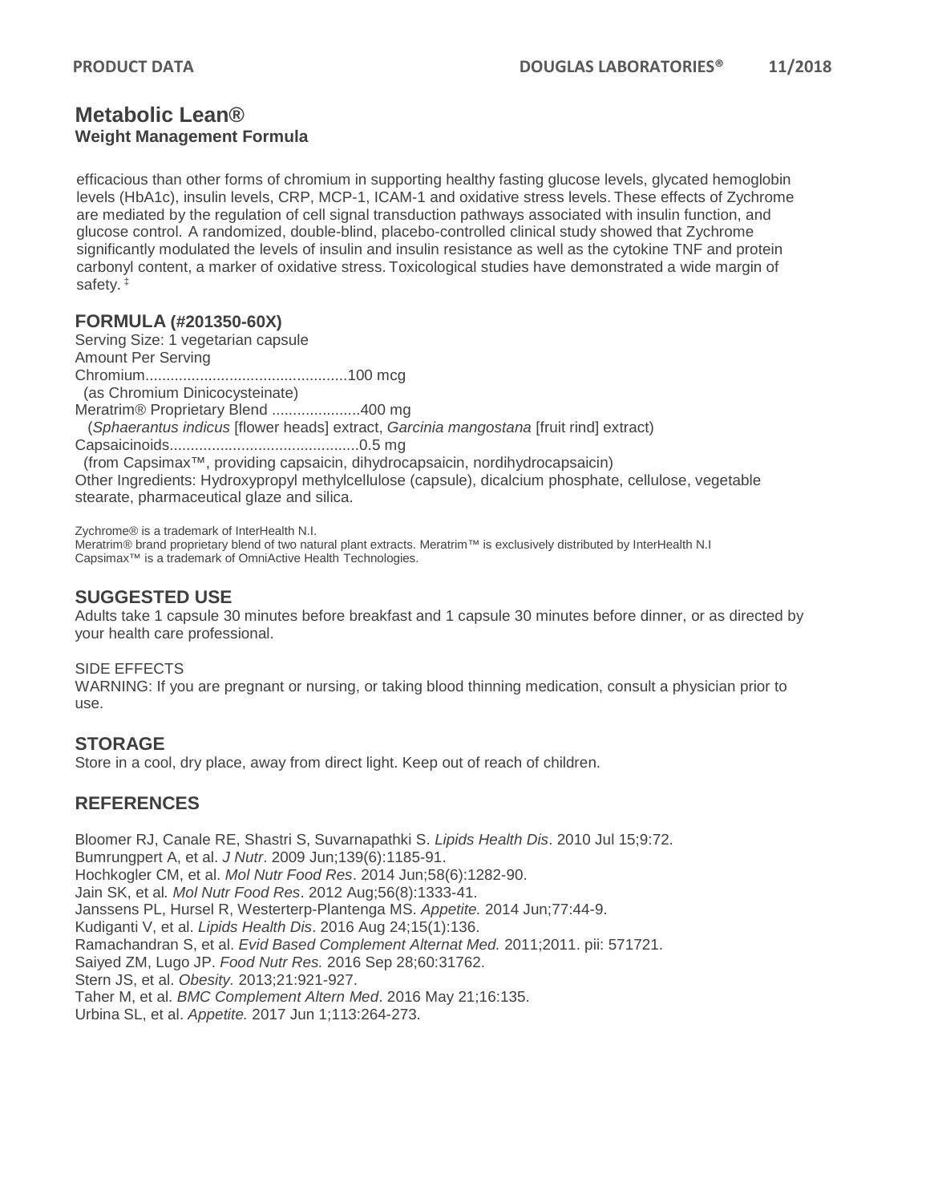# Metabolic Lean®

**Weight Management Formula**

efficacious than other forms of chromium in supporting healthy fasting glucose levels, glycated hemoglobin levels (HbA1c), insulin levels, CRP, MCP-1, ICAM-1 and oxidative stress levels. These effects of Zychrome are mediated by the regulation of cell signal transduction pathways associated with insulin function, and glucose control. A randomized, double-blind, placebo-controlled clinical study showed that Zychrome significantly modulated the levels of insulin and insulin resistance as well as the cytokine TNF and protein carbonyl content, a marker of oxidative stress. Toxicological studies have demonstrated a wide margin of safety. ‡

## FORMULA (#201350-60X)

Serving Size: 1 vegetarian capsule
Amount Per Serving
Chromium................................................100 mcg
(as Chromium Dinicocysteinate)
Meratrim® Proprietary Blend .....................400 mg
(*Sphaerantus indicus* [flower heads] extract, *Garcinia mangostana* [fruit rind] extract)
Capsaicinoids.............................................0.5 mg
(from Capsimax™, providing capsaicin, dihydrocapsaicin, nordihydrocapsaicin)
Other Ingredients: Hydroxypropyl methylcellulose (capsule), dicalcium phosphate, cellulose, vegetable stearate, pharmaceutical glaze and silica.

Zychrome® is a trademark of InterHealth N.I.
Meratrim® brand proprietary blend of two natural plant extracts. Meratrim™ is exclusively distributed by InterHealth N.I
Capsimax™ is a trademark of OmniActive Health Technologies.

## SUGGESTED USE

Adults take 1 capsule 30 minutes before breakfast and 1 capsule 30 minutes before dinner, or as directed by your health care professional.

SIDE EFFECTS
WARNING: If you are pregnant or nursing, or taking blood thinning medication, consult a physician prior to use.

## STORAGE

Store in a cool, dry place, away from direct light. Keep out of reach of children.

## REFERENCES

Bloomer RJ, Canale RE, Shastri S, Suvarnapathki S. *Lipids Health Dis*. 2010 Jul 15;9:72.
Bumrungpert A, et al. *J Nutr*. 2009 Jun;139(6):1185-91.
Hochkogler CM, et al. *Mol Nutr Food Res*. 2014 Jun;58(6):1282-90.
Jain SK, et al. *Mol Nutr Food Res*. 2012 Aug;56(8):1333-41.
Janssens PL, Hursel R, Westerterp-Plantenga MS. *Appetite.* 2014 Jun;77:44-9.
Kudiganti V, et al. *Lipids Health Dis*. 2016 Aug 24;15(1):136.
Ramachandran S, et al. *Evid Based Complement Alternat Med.* 2011;2011. pii: 571721.
Saiyed ZM, Lugo JP. *Food Nutr Res.* 2016 Sep 28;60:31762.
Stern JS, et al. *Obesity.* 2013;21:921-927.
Taher M, et al. *BMC Complement Altern Med*. 2016 May 21;16:135.
Urbina SL, et al. *Appetite.* 2017 Jun 1;113:264-273.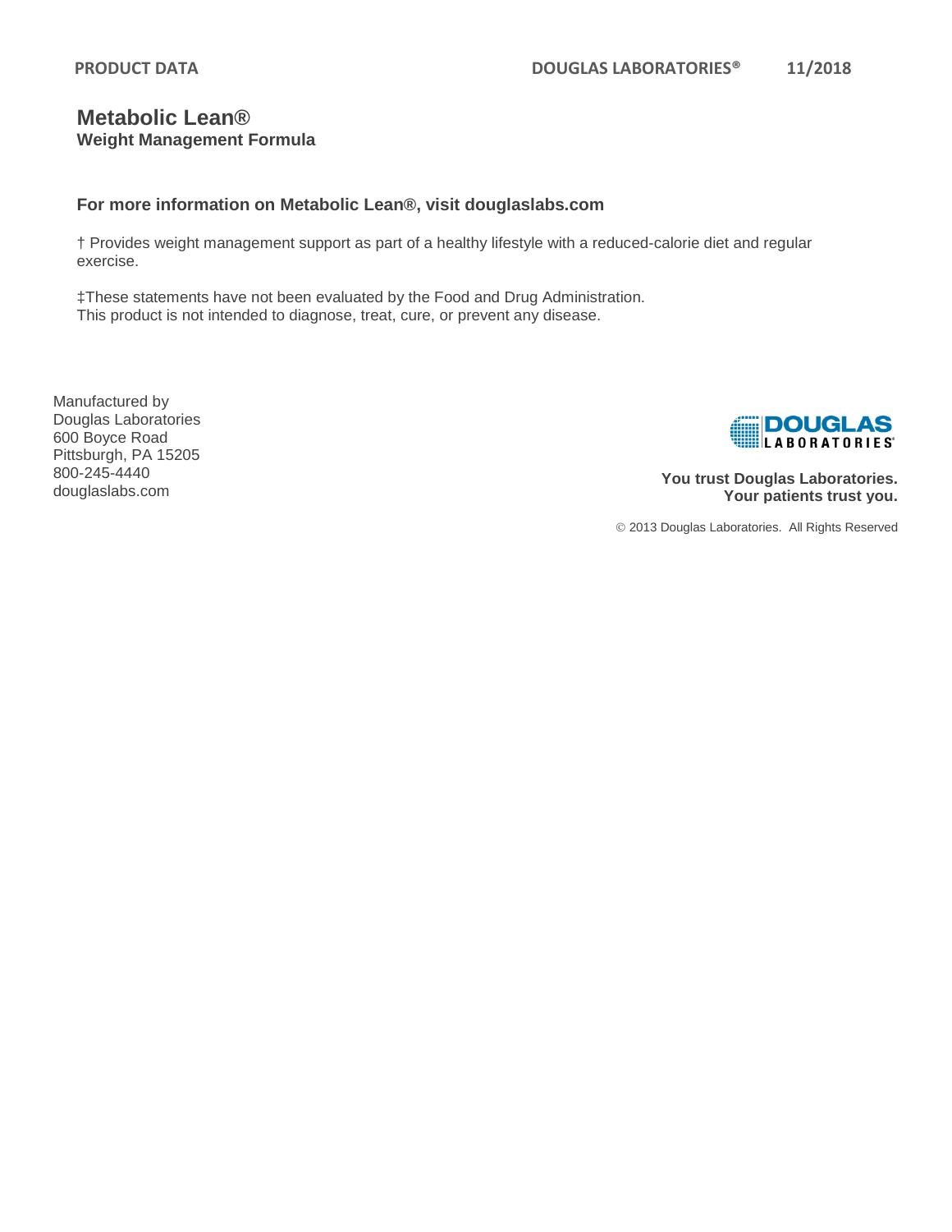## Metabolic Lean®

**Weight Management Formula**

**For more information on Metabolic Lean®, visit douglaslabs.com**

† Provides weight management support as part of a healthy lifestyle with a reduced-calorie diet and regular exercise.

‡These statements have not been evaluated by the Food and Drug Administration.
This product is not intended to diagnose, treat, cure, or prevent any disease.

Manufactured by
Douglas Laboratories
600 Boyce Road
Pittsburgh, PA 15205
800-245-4440
douglaslabs.com

**You trust Douglas Laboratories.**
**Your patients trust you.**

© 2013 Douglas Laboratories. All Rights Reserved